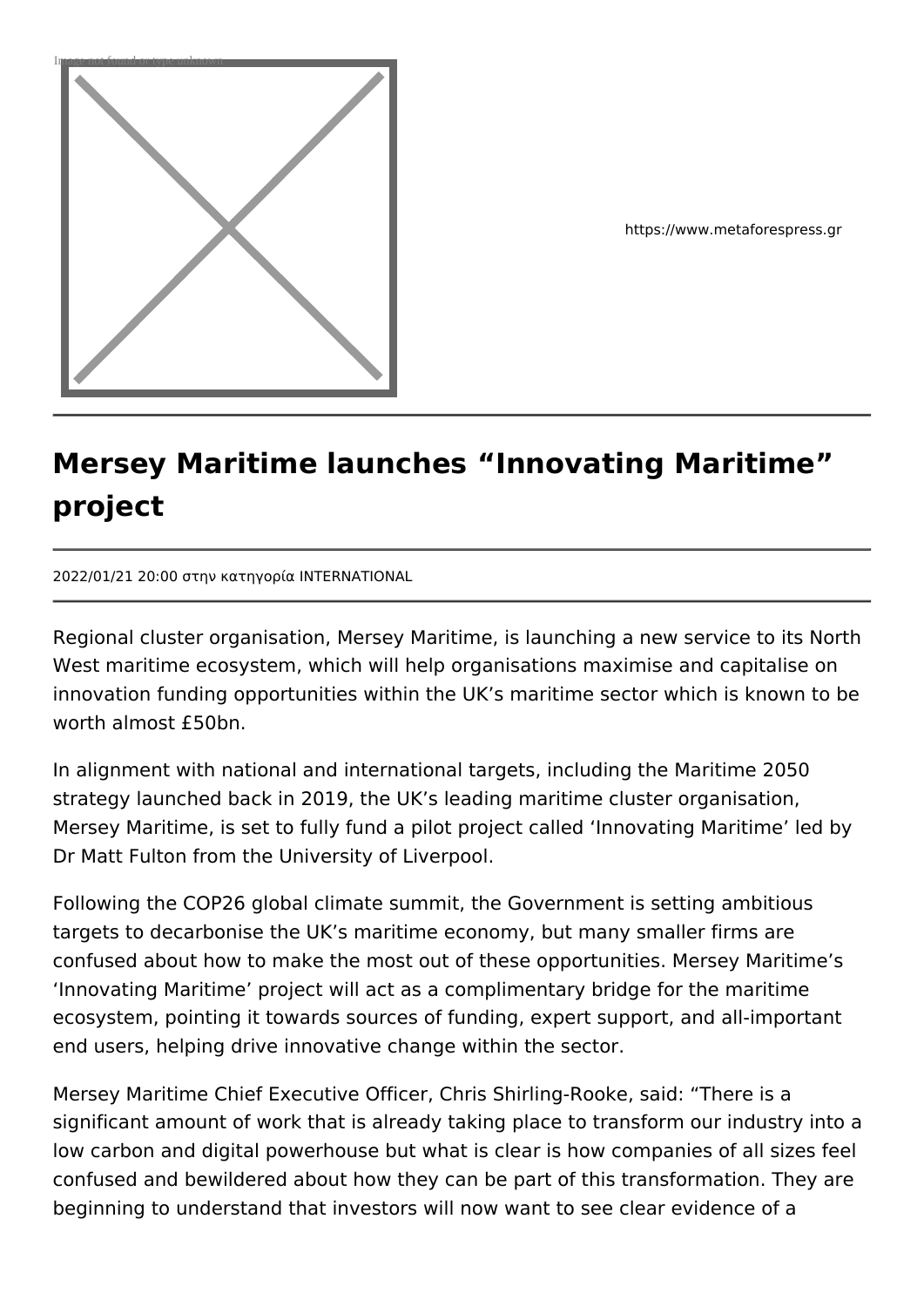https://www.metaforespress.gr

# Mersey Maritime launches “Innovating Maritime” project

2022/01/21 20:00 στην κατηγορία INTERNATIONAL

Regional cluster organisation, Mersey Maritime, is launching a new service to its North West maritime ecosystem, which will help organisations maximise and capitalise on innovation funding opportunities within the UK’s maritime sector which is known to be worth almost £50bn.

In alignment with national and international targets, including the Maritime 2050 strategy launched back in 2019, the UK’s leading maritime cluster organisation, Mersey Maritime, is set to fully fund a pilot project called ‘Innovating Maritime’ led by Dr Matt Fulton from the University of Liverpool.

Following the COP26 global climate summit, the Government is setting ambitious targets to decarbonise the UK’s maritime economy, but many smaller firms are confused about how to make the most out of these opportunities. Mersey Maritime’s ‘Innovating Maritime’ project will act as a complimentary bridge for the maritime ecosystem, pointing it towards sources of funding, expert support, and all-important end users, helping drive innovative change within the sector.

Mersey Maritime Chief Executive Officer, Chris Shirling-Rooke, said: “There is a significant amount of work that is already taking place to transform our industry into a low carbon and digital powerhouse but what is clear is how companies of all sizes feel confused and bewildered about how they can be part of this transformation. They are beginning to understand that investors will now want to see clear evidence of a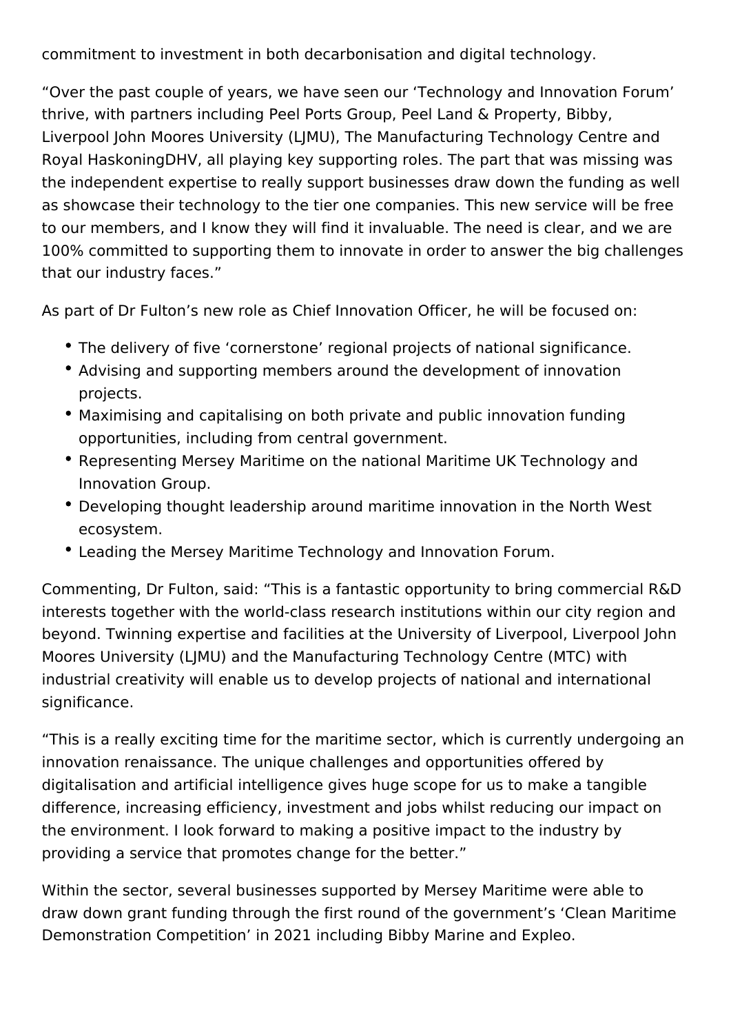commitment to investment in both decarbonisation and digital technology.

“Over the past couple of years, we have seen our ‘Technology and Innovation Forum’ thrive, with partners including Peel Ports Group, Peel Land & Property, Bibby, Liverpool John Moores University (LJMU), The Manufacturing Technology Centre and Royal HaskoningDHV, all playing key supporting roles. The part that was missing was the independent expertise to really support businesses draw down the funding as well as showcase their technology to the tier one companies. This new service will be free to our members, and I know they will find it invaluable. The need is clear, and we are 100% committed to supporting them to innovate in order to answer the big challenges that our industry faces.”

As part of Dr Fulton’s new role as Chief Innovation Officer, he will be focused on:

- The delivery of five ‘cornerstone’ regional projects of national significance.
- Advising and supporting members around the development of innovation projects.
- Maximising and capitalising on both private and public innovation funding opportunities, including from central government.
- Representing Mersey Maritime on the national Maritime UK Technology and Innovation Group.
- Developing thought leadership around maritime innovation in the North West ecosystem.
- Leading the Mersey Maritime Technology and Innovation Forum.

Commenting, Dr Fulton, said: “This is a fantastic opportunity to bring commercial R&D interests together with the world-class research institutions within our city region and beyond. Twinning expertise and facilities at the University of Liverpool, Liverpool John Moores University (LJMU) and the Manufacturing Technology Centre (MTC) with industrial creativity will enable us to develop projects of national and international significance.

“This is a really exciting time for the maritime sector, which is currently undergoing an innovation renaissance. The unique challenges and opportunities offered by digitalisation and artificial intelligence gives huge scope for us to make a tangible difference, increasing efficiency, investment and jobs whilst reducing our impact on the environment. I look forward to making a positive impact to the industry by providing a service that promotes change for the better.”

Within the sector, several businesses supported by Mersey Maritime were able to draw down grant funding through the first round of the government’s ‘Clean Maritime Demonstration Competition’ in 2021 including Bibby Marine and Expleo.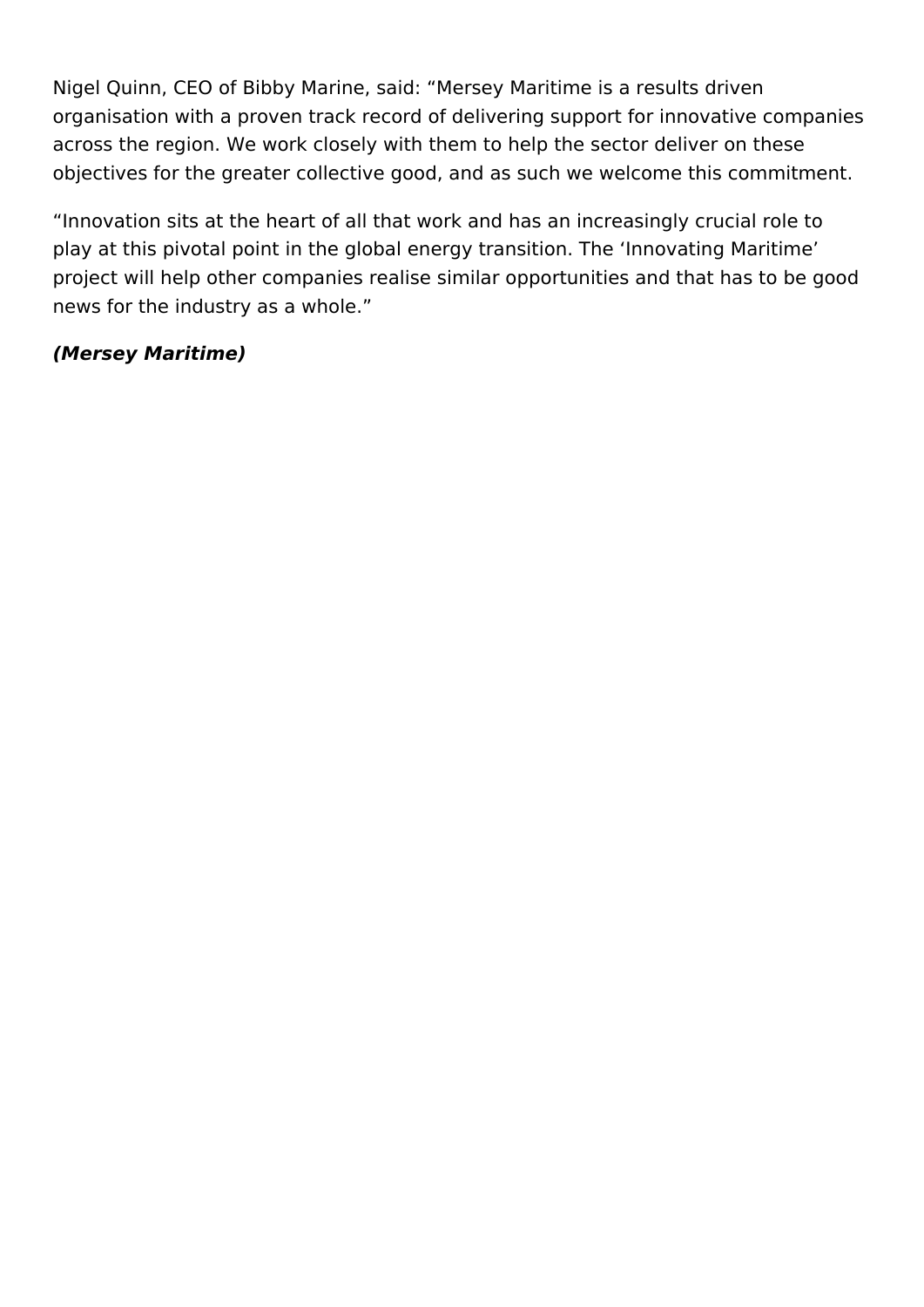Nigel Quinn, CEO of Bibby Marine, said: "Mersey Maritime is a results driven organisation with a proven track record of delivering support for innovative companies across the region. We work closely with them to help the sector deliver on these objectives for the greater collective good, and as such we welcome this commitment.

"Innovation sits at the heart of all that work and has an increasingly crucial role to play at this pivotal point in the global energy transition. The 'Innovating Maritime' project will help other companies realise similar opportunities and that has to be good news for the industry as a whole."

***(Mersey Maritime)***